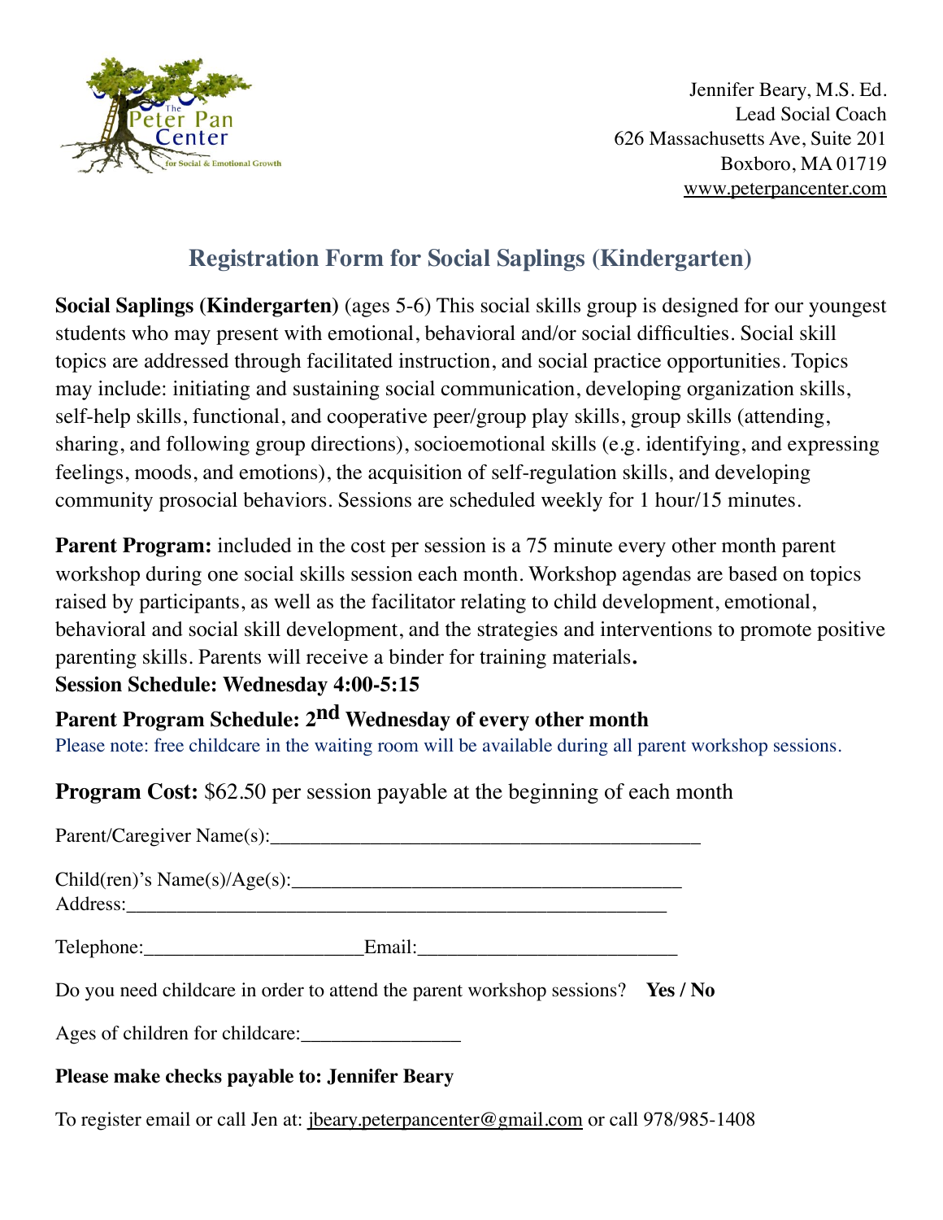Jennifer Beary, M.S. Ed.
Lead Social Coach
626 Massachusetts Ave, Suite 201
Boxboro, MA 01719
www.peterpancenter.com

# Registration Form for Social Saplings (Kindergarten)

**Social Saplings (Kindergarten)** (ages 5-6) This social skills group is designed for our youngest students who may present with emotional, behavioral and/or social difficulties. Social skill topics are addressed through facilitated instruction, and social practice opportunities. Topics may include: initiating and sustaining social communication, developing organization skills, self-help skills, functional, and cooperative peer/group play skills, group skills (attending, sharing, and following group directions), socioemotional skills (e.g. identifying, and expressing feelings, moods, and emotions), the acquisition of self-regulation skills, and developing community prosocial behaviors. Sessions are scheduled weekly for 1 hour/15 minutes.

**Parent Program:** included in the cost per session is a 75 minute every other month parent workshop during one social skills session each month. Workshop agendas are based on topics raised by participants, as well as the facilitator relating to child development, emotional, behavioral and social skill development, and the strategies and interventions to promote positive parenting skills. Parents will receive a binder for training materials**.**

**Session Schedule: Wednesday 4:00-5:15**

**Parent Program Schedule: 2nd Wednesday of every other month**

Please note: free childcare in the waiting room will be available during all parent workshop sessions.

**Program Cost:** $62.50 per session payable at the beginning of each month

Parent/Caregiver Name(s):___________________________________________

Child(ren)'s Name(s)/Age(s):_________________________________________

Address:______________________________________________________

Telephone:______________________Email:__________________________

Do you need childcare in order to attend the parent workshop sessions? **Yes / No**

Ages of children for childcare:________________

**Please make checks payable to: Jennifer Beary**

To register email or call Jen at: jbeary.peterpancenter@gmail.com or call 978/985-1408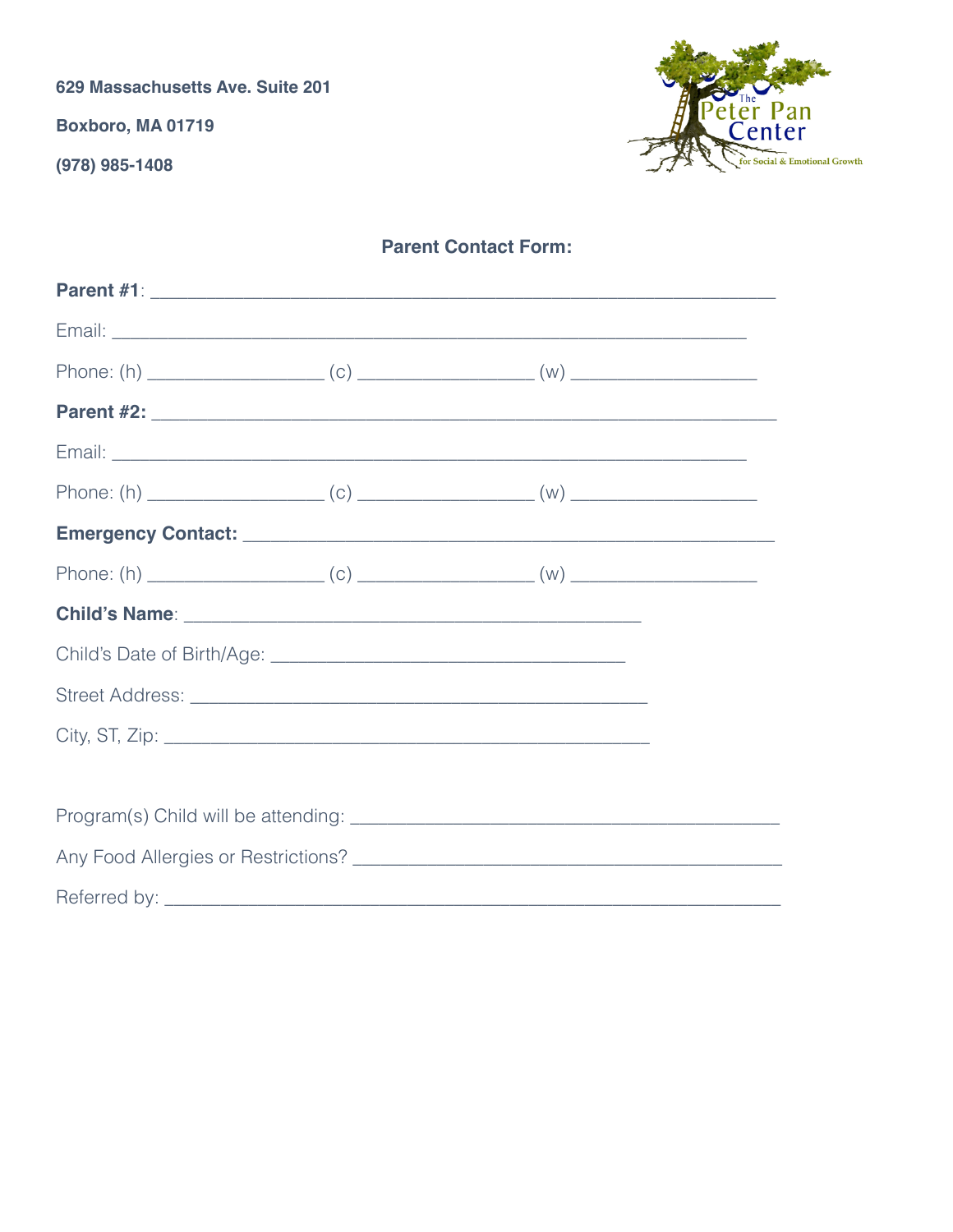**629 Massachusetts Ave. Suite 201**

**Boxboro, MA 01719**

**(978) 985-1408**

The Peter Pan Center for Social & Emotional Growth

## Parent Contact Form:

**Parent #1**: ____________________________________________________________

Email: ____________________________________________________________

Phone: (h) _________________ (c) _________________ (w) __________________

**Parent #2:** ____________________________________________________________

Email: ____________________________________________________________

Phone: (h) _________________ (c) _________________ (w) __________________

**Emergency Contact:** ____________________________________________________

Phone: (h) _________________ (c) _________________ (w) __________________

**Child's Name**: ____________________________________________

Child's Date of Birth/Age: __________________________________

Street Address: ____________________________________________

City, ST, Zip: _______________________________________________

Program(s) Child will be attending: __________________________________________

Any Food Allergies or Restrictions? __________________________________________

Referred by: ____________________________________________________________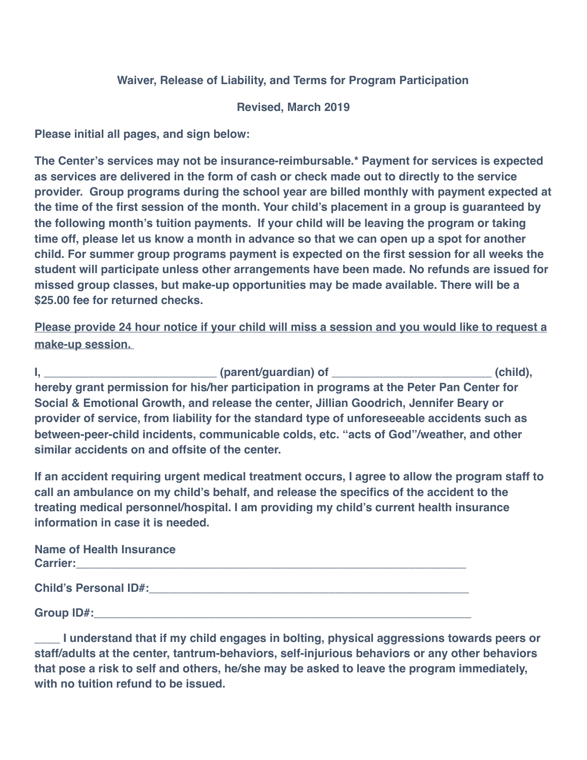**Waiver, Release of Liability, and Terms for Program Participation**

**Revised, March 2019**

**Please initial all pages, and sign below:**

**The Center's services may not be insurance-reimbursable.* Payment for services is expected as services are delivered in the form of cash or check made out to directly to the service provider. Group programs during the school year are billed monthly with payment expected at the time of the first session of the month. Your child's placement in a group is guaranteed by the following month's tuition payments. If your child will be leaving the program or taking time off, please let us know a month in advance so that we can open up a spot for another child. For summer group programs payment is expected on the first session for all weeks the student will participate unless other arrangements have been made. No refunds are issued for missed group classes, but make-up opportunities may be made available. There will be a $25.00 fee for returned checks.**

<u>**Please provide 24 hour notice if your child will miss a session and you would like to request a make-up session.**</u>

**I, ___________________________ (parent/guardian) of _________________________ (child), hereby grant permission for his/her participation in programs at the Peter Pan Center for Social & Emotional Growth, and release the center, Jillian Goodrich, Jennifer Beary or provider of service, from liability for the standard type of unforeseeable accidents such as between-peer-child incidents, communicable colds, etc. "acts of God"/weather, and other similar accidents on and offsite of the center.**

**If an accident requiring urgent medical treatment occurs, I agree to allow the program staff to call an ambulance on my child's behalf, and release the specifics of the accident to the treating medical personnel/hospital. I am providing my child's current health insurance information in case it is needed.**

**Name of Health Insurance Carrier:_______________________________________________________________**

**Child's Personal ID#:_____________________________________________________**

**Group ID#:____________________________________________________________**

**____ I understand that if my child engages in bolting, physical aggressions towards peers or staff/adults at the center, tantrum-behaviors, self-injurious behaviors or any other behaviors that pose a risk to self and others, he/she may be asked to leave the program immediately, with no tuition refund to be issued.**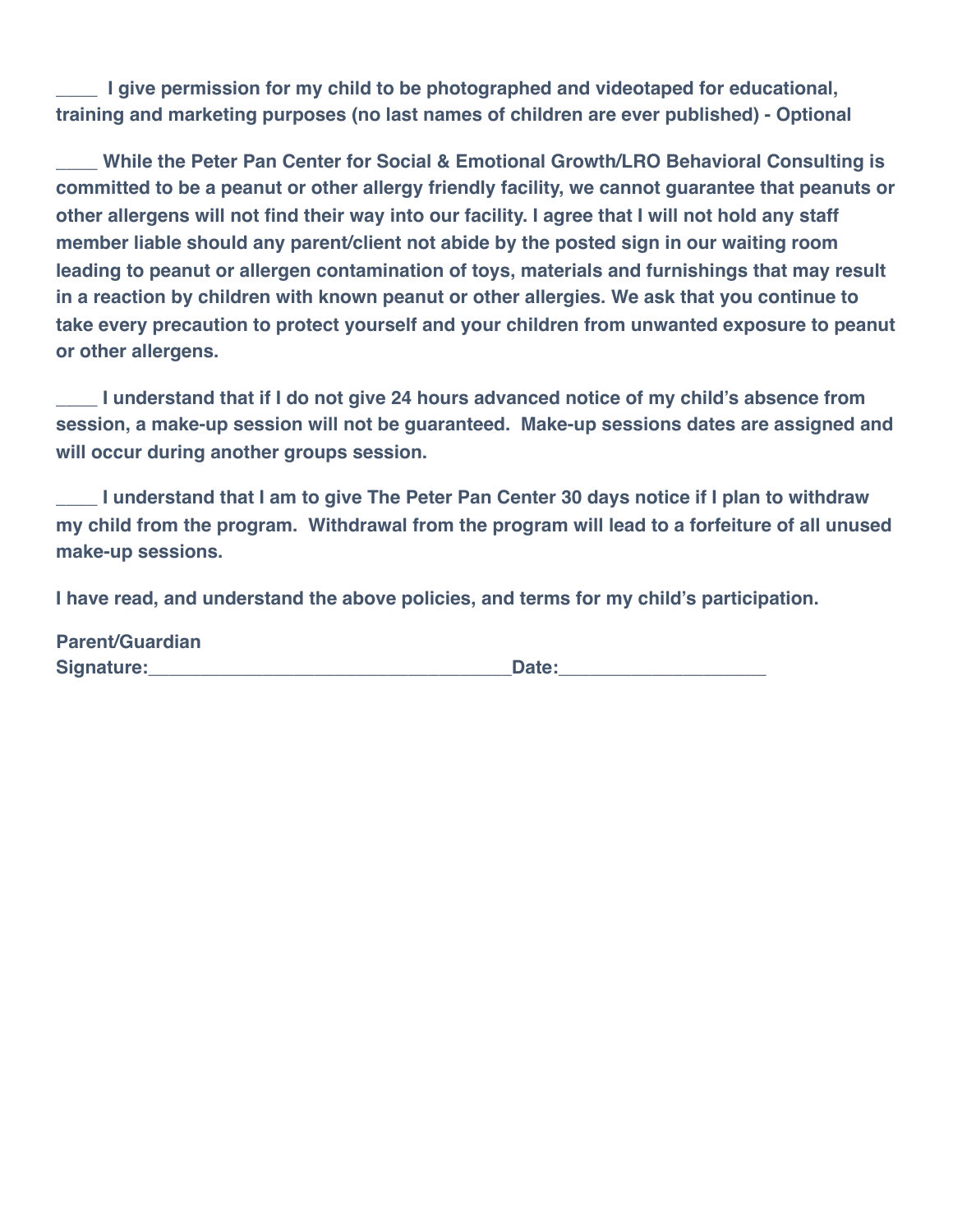____ I give permission for my child to be photographed and videotaped for educational, training and marketing purposes (no last names of children are ever published) - Optional

____ While the Peter Pan Center for Social & Emotional Growth/LRO Behavioral Consulting is committed to be a peanut or other allergy friendly facility, we cannot guarantee that peanuts or other allergens will not find their way into our facility. I agree that I will not hold any staff member liable should any parent/client not abide by the posted sign in our waiting room leading to peanut or allergen contamination of toys, materials and furnishings that may result in a reaction by children with known peanut or other allergies. We ask that you continue to take every precaution to protect yourself and your children from unwanted exposure to peanut or other allergens.

____ I understand that if I do not give 24 hours advanced notice of my child's absence from session, a make-up session will not be guaranteed. Make-up sessions dates are assigned and will occur during another groups session.

____ I understand that I am to give The Peter Pan Center 30 days notice if I plan to withdraw my child from the program. Withdrawal from the program will lead to a forfeiture of all unused make-up sessions.

I have read, and understand the above policies, and terms for my child's participation.

Parent/Guardian
Signature:___________________________________Date:____________________